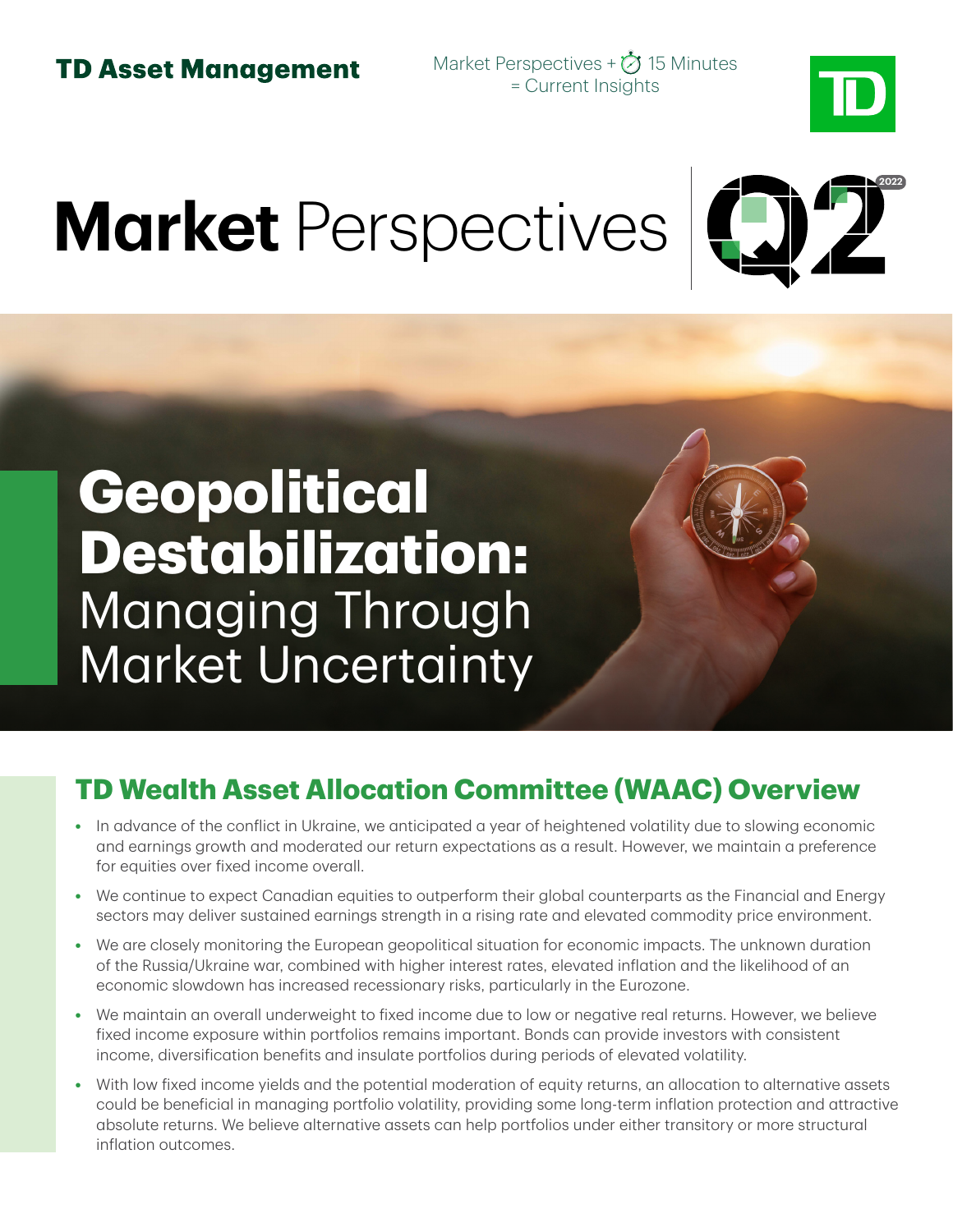**TD Asset Management**

Market Perspectives + 15 Minutes = Current Insights

# **Market** Perspectives Q2 2022

## **Geopolitical Destabilization:** Managing Through Market Uncertainty

## TD Wealth Asset Allocation Committee (WAAC) Overview

- In advance of the conflict in Ukraine, we anticipated a year of heightened volatility due to slowing economic and earnings growth and moderated our return expectations as a result. However, we maintain a preference for equities over fixed income overall.
- We continue to expect Canadian equities to outperform their global counterparts as the Financial and Energy sectors may deliver sustained earnings strength in a rising rate and elevated commodity price environment.
- We are closely monitoring the European geopolitical situation for economic impacts. The unknown duration of the Russia/Ukraine war, combined with higher interest rates, elevated inflation and the likelihood of an economic slowdown has increased recessionary risks, particularly in the Eurozone.
- We maintain an overall underweight to fixed income due to low or negative real returns. However, we believe fixed income exposure within portfolios remains important. Bonds can provide investors with consistent income, diversification benefits and insulate portfolios during periods of elevated volatility.
- With low fixed income yields and the potential moderation of equity returns, an allocation to alternative assets could be beneficial in managing portfolio volatility, providing some long-term inflation protection and attractive absolute returns. We believe alternative assets can help portfolios under either transitory or more structural inflation outcomes.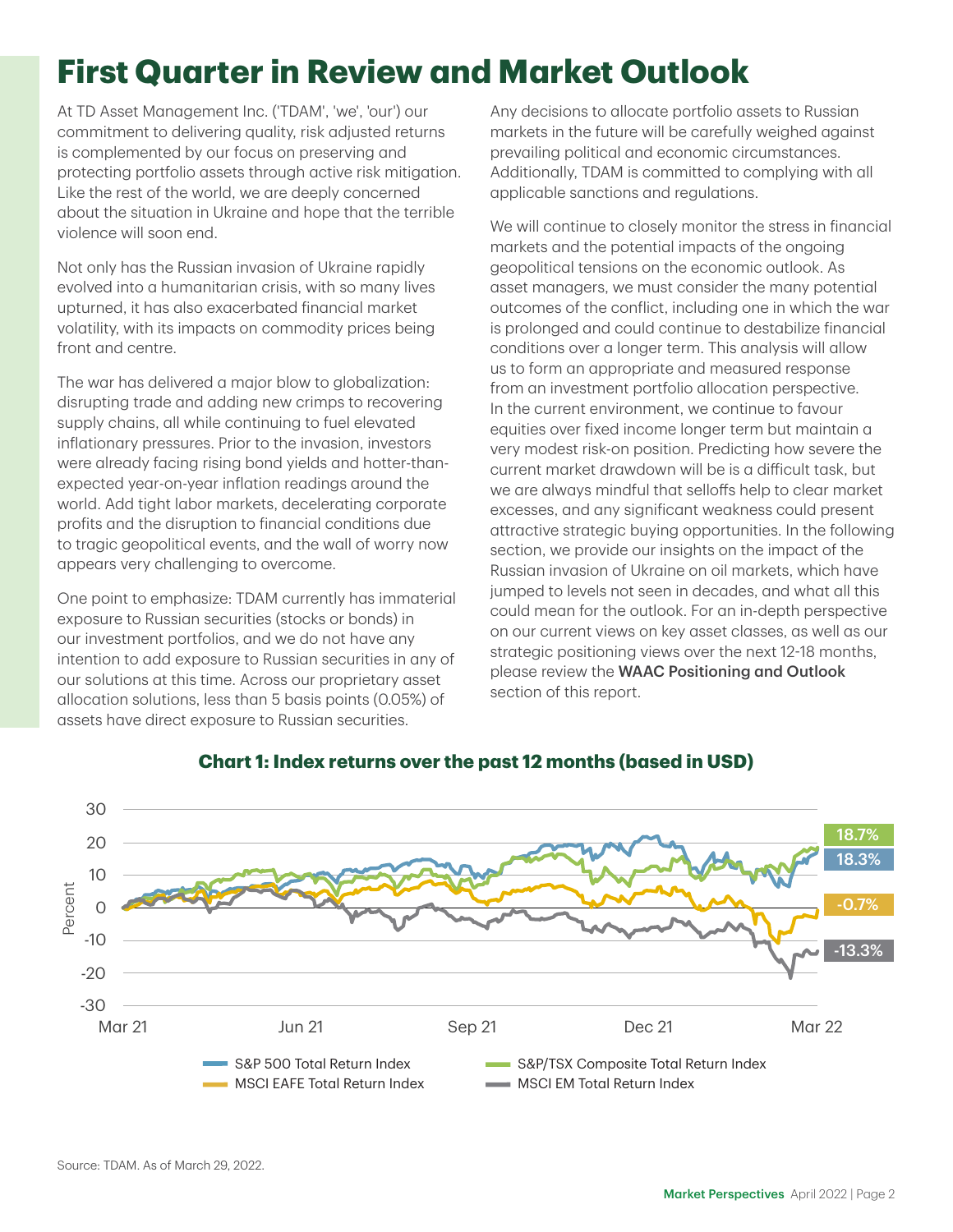# First Quarter in Review and Market Outlook

At TD Asset Management Inc. ('TDAM', 'we', 'our') our commitment to delivering quality, risk adjusted returns is complemented by our focus on preserving and protecting portfolio assets through active risk mitigation. Like the rest of the world, we are deeply concerned about the situation in Ukraine and hope that the terrible violence will soon end.

Not only has the Russian invasion of Ukraine rapidly evolved into a humanitarian crisis, with so many lives upturned, it has also exacerbated financial market volatility, with its impacts on commodity prices being front and centre.

The war has delivered a major blow to globalization: disrupting trade and adding new crimps to recovering supply chains, all while continuing to fuel elevated inflationary pressures. Prior to the invasion, investors were already facing rising bond yields and hotter-than-expected year-on-year inflation readings around the world. Add tight labor markets, decelerating corporate profits and the disruption to financial conditions due to tragic geopolitical events, and the wall of worry now appears very challenging to overcome.

One point to emphasize: TDAM currently has immaterial exposure to Russian securities (stocks or bonds) in our investment portfolios, and we do not have any intention to add exposure to Russian securities in any of our solutions at this time. Across our proprietary asset allocation solutions, less than 5 basis points (0.05%) of assets have direct exposure to Russian securities. Any decisions to allocate portfolio assets to Russian markets in the future will be carefully weighed against prevailing political and economic circumstances. Additionally, TDAM is committed to complying with all applicable sanctions and regulations.

We will continue to closely monitor the stress in financial markets and the potential impacts of the ongoing geopolitical tensions on the economic outlook. As asset managers, we must consider the many potential outcomes of the conflict, including one in which the war is prolonged and could continue to destabilize financial conditions over a longer term. This analysis will allow us to form an appropriate and measured response from an investment portfolio allocation perspective. In the current environment, we continue to favour equities over fixed income longer term but maintain a very modest risk-on position. Predicting how severe the current market drawdown will be is a difficult task, but we are always mindful that selloffs help to clear market excesses, and any significant weakness could present attractive strategic buying opportunities. In the following section, we provide our insights on the impact of the Russian invasion of Ukraine on oil markets, which have jumped to levels not seen in decades, and what all this could mean for the outlook. For an in-depth perspective on our current views on key asset classes, as well as our strategic positioning views over the next 12-18 months, please review the **WAAC Positioning and Outlook** section of this report.

**Chart 1: Index returns over the past 12 months (based in USD)**

| Index | Return |
| --- | --- |
| S&P/TSX Composite Total Return Index | 18.7% |
| S&P 500 Total Return Index | 18.3% |
| MSCI EAFE Total Return Index | -0.7% |
| MSCI EM Total Return Index | -13.3% |

Source: TDAM. As of March 29, 2022.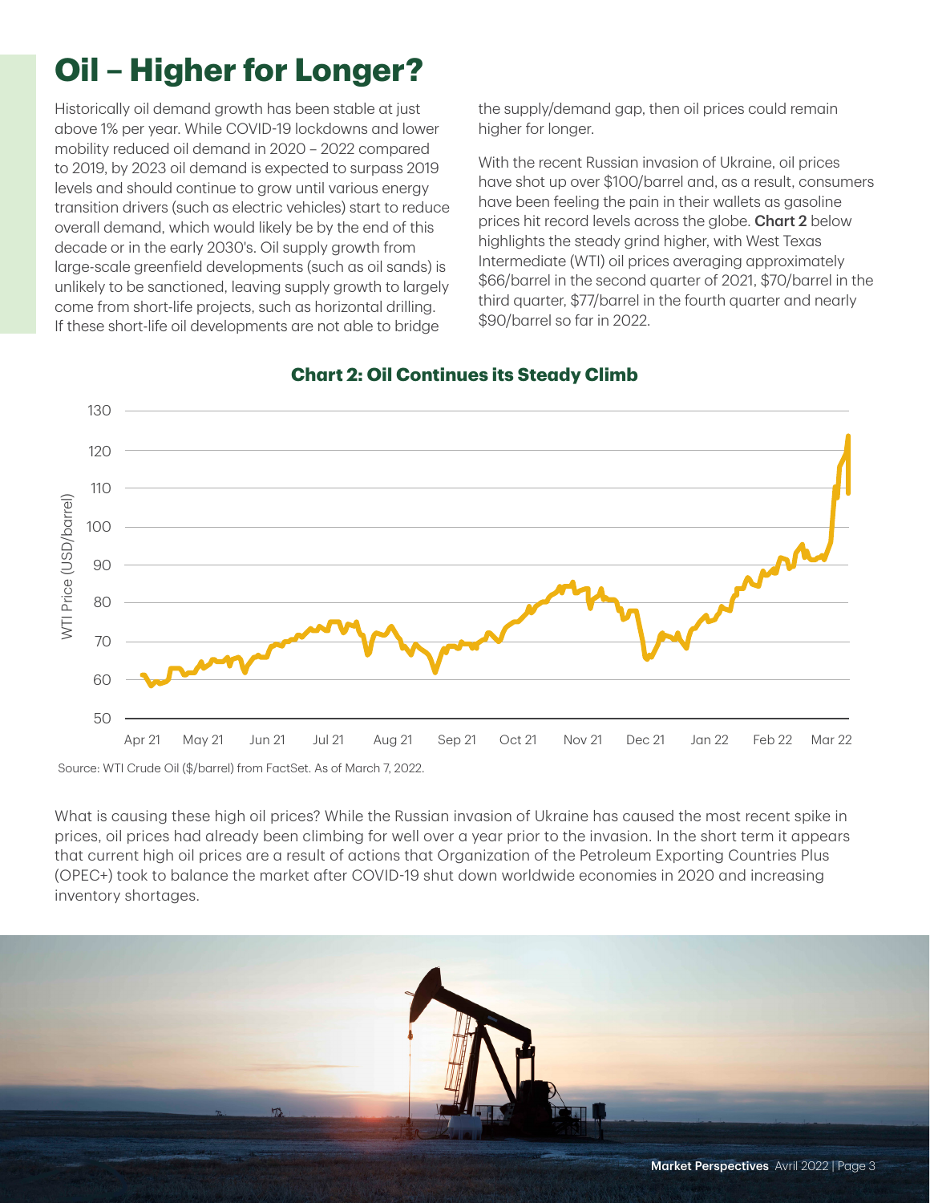# Oil – Higher for Longer?

Historically oil demand growth has been stable at just above 1% per year. While COVID-19 lockdowns and lower mobility reduced oil demand in 2020 – 2022 compared to 2019, by 2023 oil demand is expected to surpass 2019 levels and should continue to grow until various energy transition drivers (such as electric vehicles) start to reduce overall demand, which would likely be by the end of this decade or in the early 2030's. Oil supply growth from large-scale greenfield developments (such as oil sands) is unlikely to be sanctioned, leaving supply growth to largely come from short-life projects, such as horizontal drilling. If these short-life oil developments are not able to bridge the supply/demand gap, then oil prices could remain higher for longer.

With the recent Russian invasion of Ukraine, oil prices have shot up over $100/barrel and, as a result, consumers have been feeling the pain in their wallets as gasoline prices hit record levels across the globe. **Chart 2** below highlights the steady grind higher, with West Texas Intermediate (WTI) oil prices averaging approximately $66/barrel in the second quarter of 2021, $70/barrel in the third quarter, $77/barrel in the fourth quarter and nearly $90/barrel so far in 2022.

**Chart 2: Oil Continues its Steady Climb**

Source: WTI Crude Oil ($/barrel) from FactSet. As of March 7, 2022.

What is causing these high oil prices? While the Russian invasion of Ukraine has caused the most recent spike in prices, oil prices had already been climbing for well over a year prior to the invasion. In the short term it appears that current high oil prices are a result of actions that Organization of the Petroleum Exporting Countries Plus (OPEC+) took to balance the market after COVID-19 shut down worldwide economies in 2020 and increasing inventory shortages.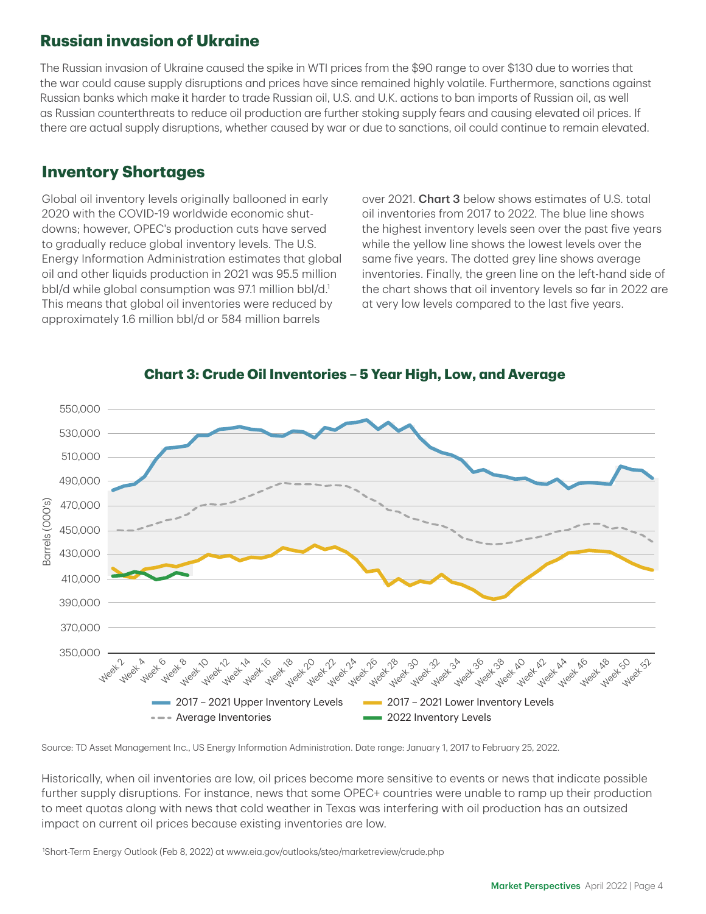## Russian invasion of Ukraine

The Russian invasion of Ukraine caused the spike in WTI prices from the $90 range to over $130 due to worries that the war could cause supply disruptions and prices have since remained highly volatile. Furthermore, sanctions against Russian banks which make it harder to trade Russian oil, U.S. and U.K. actions to ban imports of Russian oil, as well as Russian counterthreats to reduce oil production are further stoking supply fears and causing elevated oil prices. If there are actual supply disruptions, whether caused by war or due to sanctions, oil could continue to remain elevated.

## Inventory Shortages

Global oil inventory levels originally ballooned in early 2020 with the COVID-19 worldwide economic shut-downs; however, OPEC's production cuts have served to gradually reduce global inventory levels. The U.S. Energy Information Administration estimates that global oil and other liquids production in 2021 was 95.5 million bbl/d while global consumption was 97.1 million bbl/d.[1] This means that global oil inventories were reduced by approximately 1.6 million bbl/d or 584 million barrels over 2021. **Chart 3** below shows estimates of U.S. total oil inventories from 2017 to 2022. The blue line shows the highest inventory levels seen over the past five years while the yellow line shows the lowest levels over the same five years. The dotted grey line shows average inventories. Finally, the green line on the left-hand side of the chart shows that oil inventory levels so far in 2022 are at very low levels compared to the last five years.

**Chart 3: Crude Oil Inventories – 5 Year High, Low, and Average**

Source: TD Asset Management Inc., US Energy Information Administration. Date range: January 1, 2017 to February 25, 2022.

Historically, when oil inventories are low, oil prices become more sensitive to events or news that indicate possible further supply disruptions. For instance, news that some OPEC+ countries were unable to ramp up their production to meet quotas along with news that cold weather in Texas was interfering with oil production has an outsized impact on current oil prices because existing inventories are low.

[1]Short-Term Energy Outlook (Feb 8, 2022) at www.eia.gov/outlooks/steo/marketreview/crude.php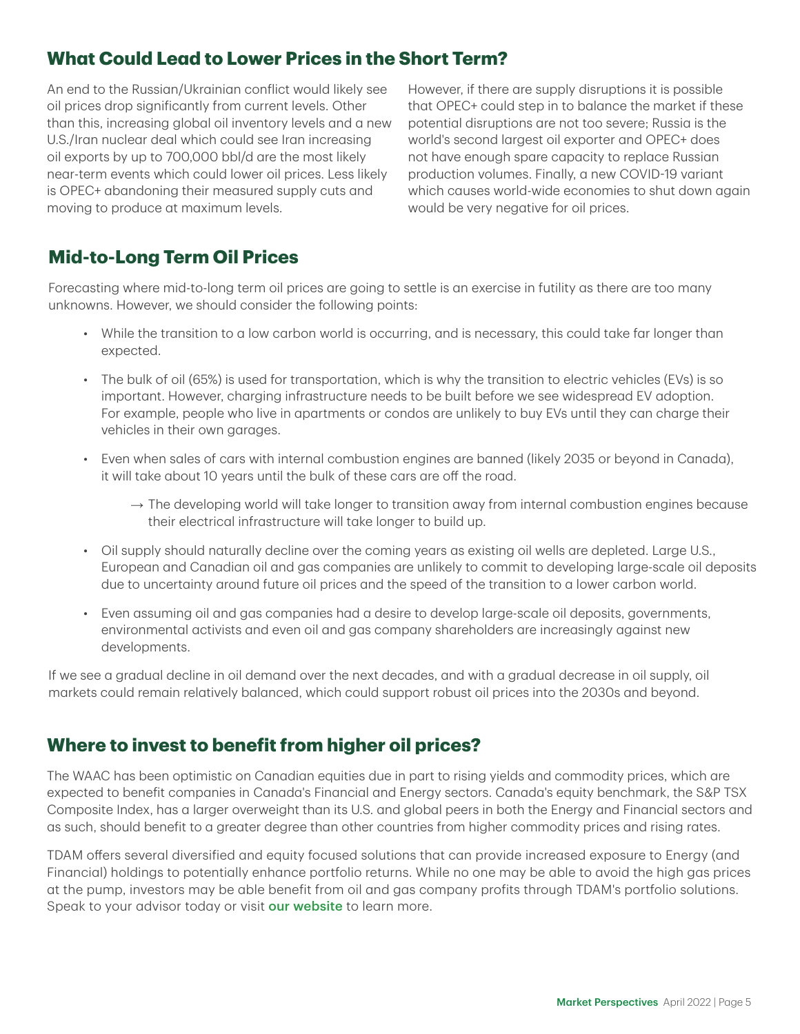## What Could Lead to Lower Prices in the Short Term?

An end to the Russian/Ukrainian conflict would likely see oil prices drop significantly from current levels. Other than this, increasing global oil inventory levels and a new U.S./Iran nuclear deal which could see Iran increasing oil exports by up to 700,000 bbl/d are the most likely near-term events which could lower oil prices. Less likely is OPEC+ abandoning their measured supply cuts and moving to produce at maximum levels.

However, if there are supply disruptions it is possible that OPEC+ could step in to balance the market if these potential disruptions are not too severe; Russia is the world's second largest oil exporter and OPEC+ does not have enough spare capacity to replace Russian production volumes. Finally, a new COVID-19 variant which causes world-wide economies to shut down again would be very negative for oil prices.

## Mid-to-Long Term Oil Prices

Forecasting where mid-to-long term oil prices are going to settle is an exercise in futility as there are too many unknowns. However, we should consider the following points:

- While the transition to a low carbon world is occurring, and is necessary, this could take far longer than expected.
- The bulk of oil (65%) is used for transportation, which is why the transition to electric vehicles (EVs) is so important. However, charging infrastructure needs to be built before we see widespread EV adoption. For example, people who live in apartments or condos are unlikely to buy EVs until they can charge their vehicles in their own garages.
- Even when sales of cars with internal combustion engines are banned (likely 2035 or beyond in Canada), it will take about 10 years until the bulk of these cars are off the road.
  - → The developing world will take longer to transition away from internal combustion engines because their electrical infrastructure will take longer to build up.
- Oil supply should naturally decline over the coming years as existing oil wells are depleted. Large U.S., European and Canadian oil and gas companies are unlikely to commit to developing large-scale oil deposits due to uncertainty around future oil prices and the speed of the transition to a lower carbon world.
- Even assuming oil and gas companies had a desire to develop large-scale oil deposits, governments, environmental activists and even oil and gas company shareholders are increasingly against new developments.

If we see a gradual decline in oil demand over the next decades, and with a gradual decrease in oil supply, oil markets could remain relatively balanced, which could support robust oil prices into the 2030s and beyond.

## Where to invest to benefit from higher oil prices?

The WAAC has been optimistic on Canadian equities due in part to rising yields and commodity prices, which are expected to benefit companies in Canada's Financial and Energy sectors. Canada's equity benchmark, the S&P TSX Composite Index, has a larger overweight than its U.S. and global peers in both the Energy and Financial sectors and as such, should benefit to a greater degree than other countries from higher commodity prices and rising rates.

TDAM offers several diversified and equity focused solutions that can provide increased exposure to Energy (and Financial) holdings to potentially enhance portfolio returns. While no one may be able to avoid the high gas prices at the pump, investors may be able benefit from oil and gas company profits through TDAM's portfolio solutions. Speak to your advisor today or visit our website to learn more.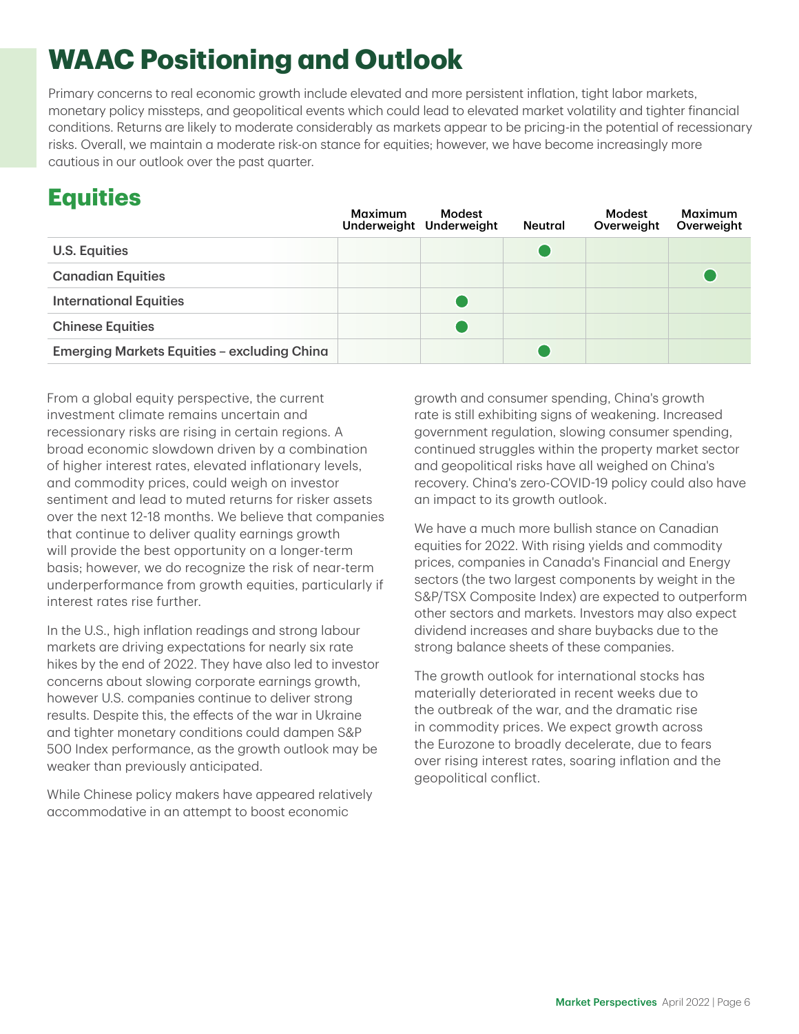# WAAC Positioning and Outlook

Primary concerns to real economic growth include elevated and more persistent inflation, tight labor markets, monetary policy missteps, and geopolitical events which could lead to elevated market volatility and tighter financial conditions. Returns are likely to moderate considerably as markets appear to be pricing-in the potential of recessionary risks. Overall, we maintain a moderate risk-on stance for equities; however, we have become increasingly more cautious in our outlook over the past quarter.

## Equities

| | Maximum Underweight | Modest Underweight | Neutral | Modest Overweight | Maximum Overweight |
|---|---|---|---|---|---|
| U.S. Equities | | | ● | | |
| Canadian Equities | | | | | ● |
| International Equities | | ● | | | |
| Chinese Equities | | ● | | | |
| Emerging Markets Equities – excluding China | | | ● | | |

From a global equity perspective, the current investment climate remains uncertain and recessionary risks are rising in certain regions. A broad economic slowdown driven by a combination of higher interest rates, elevated inflationary levels, and commodity prices, could weigh on investor sentiment and lead to muted returns for risker assets over the next 12-18 months. We believe that companies that continue to deliver quality earnings growth will provide the best opportunity on a longer-term basis; however, we do recognize the risk of near-term underperformance from growth equities, particularly if interest rates rise further.

In the U.S., high inflation readings and strong labour markets are driving expectations for nearly six rate hikes by the end of 2022. They have also led to investor concerns about slowing corporate earnings growth, however U.S. companies continue to deliver strong results. Despite this, the effects of the war in Ukraine and tighter monetary conditions could dampen S&P 500 Index performance, as the growth outlook may be weaker than previously anticipated.

While Chinese policy makers have appeared relatively accommodative in an attempt to boost economic growth and consumer spending, China's growth rate is still exhibiting signs of weakening. Increased government regulation, slowing consumer spending, continued struggles within the property market sector and geopolitical risks have all weighed on China's recovery. China's zero-COVID-19 policy could also have an impact to its growth outlook.

We have a much more bullish stance on Canadian equities for 2022. With rising yields and commodity prices, companies in Canada's Financial and Energy sectors (the two largest components by weight in the S&P/TSX Composite Index) are expected to outperform other sectors and markets. Investors may also expect dividend increases and share buybacks due to the strong balance sheets of these companies.

The growth outlook for international stocks has materially deteriorated in recent weeks due to the outbreak of the war, and the dramatic rise in commodity prices. We expect growth across the Eurozone to broadly decelerate, due to fears over rising interest rates, soaring inflation and the geopolitical conflict.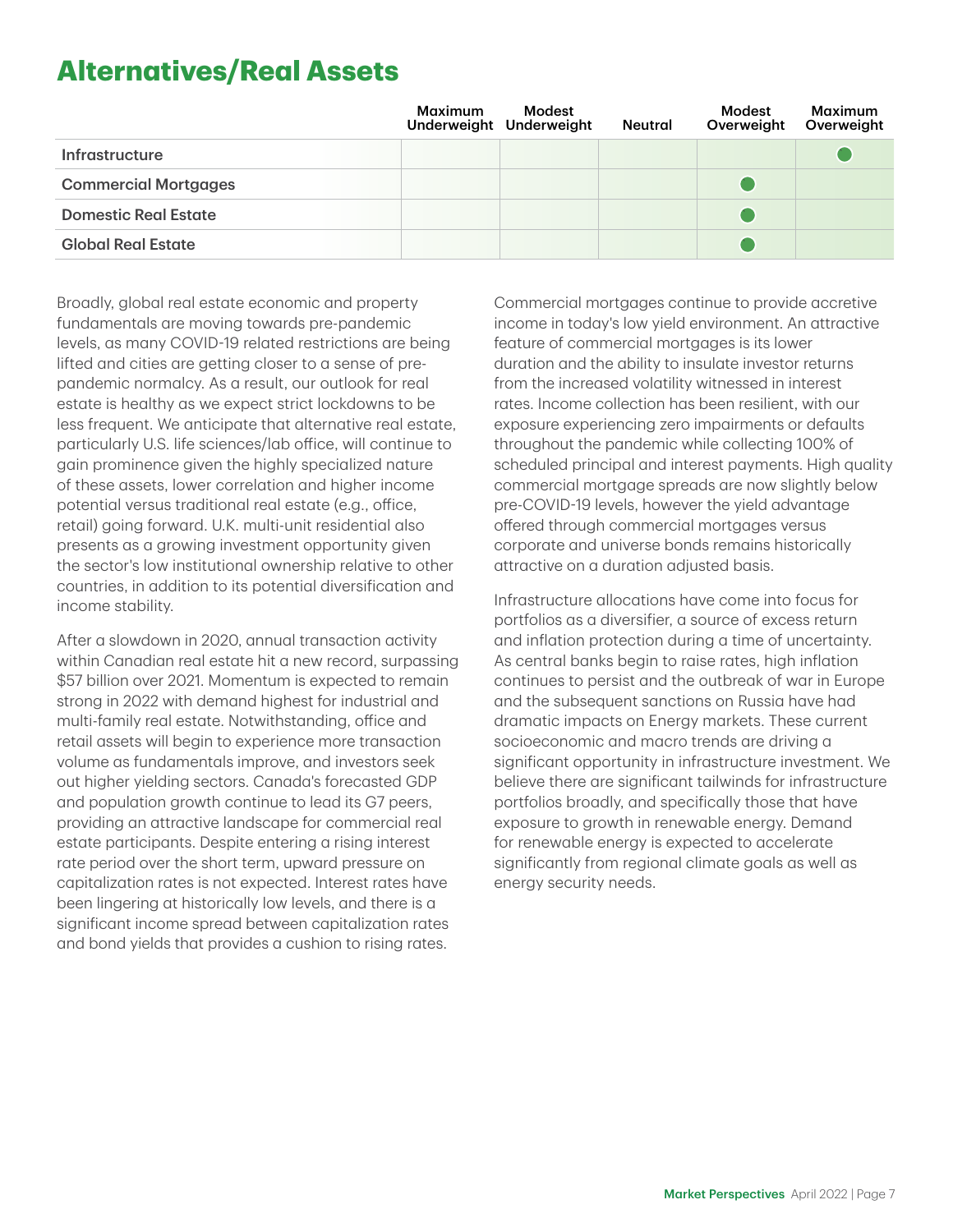# Alternatives/Real Assets

| | Maximum Underweight | Modest Underweight | Neutral | Modest Overweight | Maximum Overweight |
|---|---|---|---|---|---|
| Infrastructure | | | | | ● |
| Commercial Mortgages | | | | ● | |
| Domestic Real Estate | | | | ● | |
| Global Real Estate | | | | ● | |

Broadly, global real estate economic and property fundamentals are moving towards pre-pandemic levels, as many COVID-19 related restrictions are being lifted and cities are getting closer to a sense of pre-pandemic normalcy. As a result, our outlook for real estate is healthy as we expect strict lockdowns to be less frequent. We anticipate that alternative real estate, particularly U.S. life sciences/lab office, will continue to gain prominence given the highly specialized nature of these assets, lower correlation and higher income potential versus traditional real estate (e.g., office, retail) going forward. U.K. multi-unit residential also presents as a growing investment opportunity given the sector's low institutional ownership relative to other countries, in addition to its potential diversification and income stability.

After a slowdown in 2020, annual transaction activity within Canadian real estate hit a new record, surpassing $57 billion over 2021. Momentum is expected to remain strong in 2022 with demand highest for industrial and multi-family real estate. Notwithstanding, office and retail assets will begin to experience more transaction volume as fundamentals improve, and investors seek out higher yielding sectors. Canada's forecasted GDP and population growth continue to lead its G7 peers, providing an attractive landscape for commercial real estate participants. Despite entering a rising interest rate period over the short term, upward pressure on capitalization rates is not expected. Interest rates have been lingering at historically low levels, and there is a significant income spread between capitalization rates and bond yields that provides a cushion to rising rates.

Commercial mortgages continue to provide accretive income in today's low yield environment. An attractive feature of commercial mortgages is its lower duration and the ability to insulate investor returns from the increased volatility witnessed in interest rates. Income collection has been resilient, with our exposure experiencing zero impairments or defaults throughout the pandemic while collecting 100% of scheduled principal and interest payments. High quality commercial mortgage spreads are now slightly below pre-COVID-19 levels, however the yield advantage offered through commercial mortgages versus corporate and universe bonds remains historically attractive on a duration adjusted basis.

Infrastructure allocations have come into focus for portfolios as a diversifier, a source of excess return and inflation protection during a time of uncertainty. As central banks begin to raise rates, high inflation continues to persist and the outbreak of war in Europe and the subsequent sanctions on Russia have had dramatic impacts on Energy markets. These current socioeconomic and macro trends are driving a significant opportunity in infrastructure investment. We believe there are significant tailwinds for infrastructure portfolios broadly, and specifically those that have exposure to growth in renewable energy. Demand for renewable energy is expected to accelerate significantly from regional climate goals as well as energy security needs.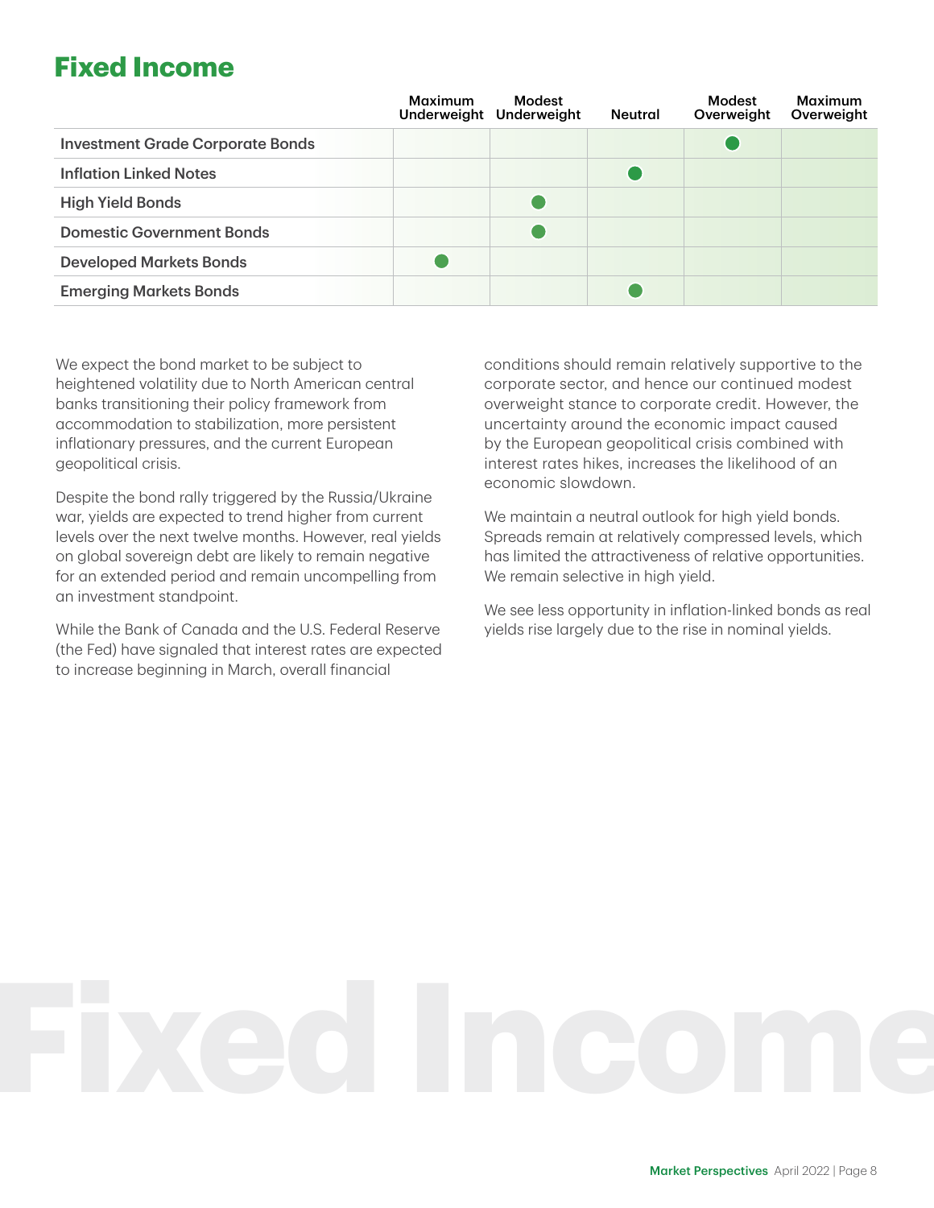# Fixed Income

| | Maximum Underweight | Modest Underweight | Neutral | Modest Overweight | Maximum Overweight |
|---|---|---|---|---|---|
| Investment Grade Corporate Bonds | | | | ● | |
| Inflation Linked Notes | | | ● | | |
| High Yield Bonds | | ● | | | |
| Domestic Government Bonds | | ● | | | |
| Developed Markets Bonds | ● | | | | |
| Emerging Markets Bonds | | | ● | | |

We expect the bond market to be subject to heightened volatility due to North American central banks transitioning their policy framework from accommodation to stabilization, more persistent inflationary pressures, and the current European geopolitical crisis.

Despite the bond rally triggered by the Russia/Ukraine war, yields are expected to trend higher from current levels over the next twelve months. However, real yields on global sovereign debt are likely to remain negative for an extended period and remain uncompelling from an investment standpoint.

While the Bank of Canada and the U.S. Federal Reserve (the Fed) have signaled that interest rates are expected to increase beginning in March, overall financial conditions should remain relatively supportive to the corporate sector, and hence our continued modest overweight stance to corporate credit. However, the uncertainty around the economic impact caused by the European geopolitical crisis combined with interest rates hikes, increases the likelihood of an economic slowdown.

We maintain a neutral outlook for high yield bonds. Spreads remain at relatively compressed levels, which has limited the attractiveness of relative opportunities. We remain selective in high yield.

We see less opportunity in inflation-linked bonds as real yields rise largely due to the rise in nominal yields.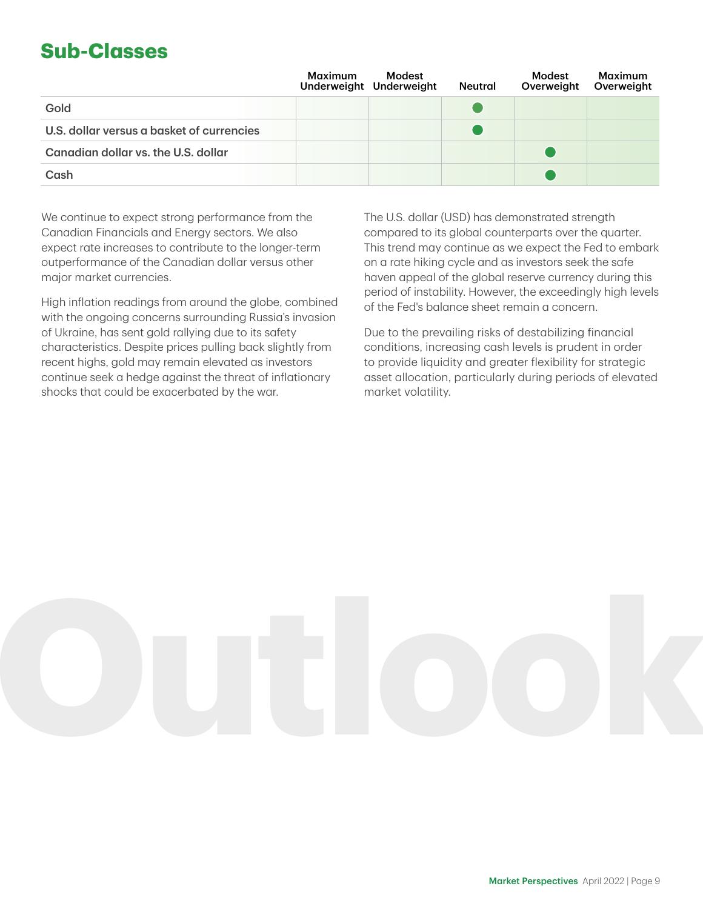## Sub-Classes

| | Maximum Underweight | Modest Underweight | Neutral | Modest Overweight | Maximum Overweight |
|---|---|---|---|---|---|
| Gold | | | ● | | |
| U.S. dollar versus a basket of currencies | | | ● | | |
| Canadian dollar vs. the U.S. dollar | | | | ● | |
| Cash | | | | ● | |

We continue to expect strong performance from the Canadian Financials and Energy sectors. We also expect rate increases to contribute to the longer-term outperformance of the Canadian dollar versus other major market currencies.

High inflation readings from around the globe, combined with the ongoing concerns surrounding Russia's invasion of Ukraine, has sent gold rallying due to its safety characteristics. Despite prices pulling back slightly from recent highs, gold may remain elevated as investors continue seek a hedge against the threat of inflationary shocks that could be exacerbated by the war.

The U.S. dollar (USD) has demonstrated strength compared to its global counterparts over the quarter. This trend may continue as we expect the Fed to embark on a rate hiking cycle and as investors seek the safe haven appeal of the global reserve currency during this period of instability. However, the exceedingly high levels of the Fed's balance sheet remain a concern.

Due to the prevailing risks of destabilizing financial conditions, increasing cash levels is prudent in order to provide liquidity and greater flexibility for strategic asset allocation, particularly during periods of elevated market volatility.

Outlook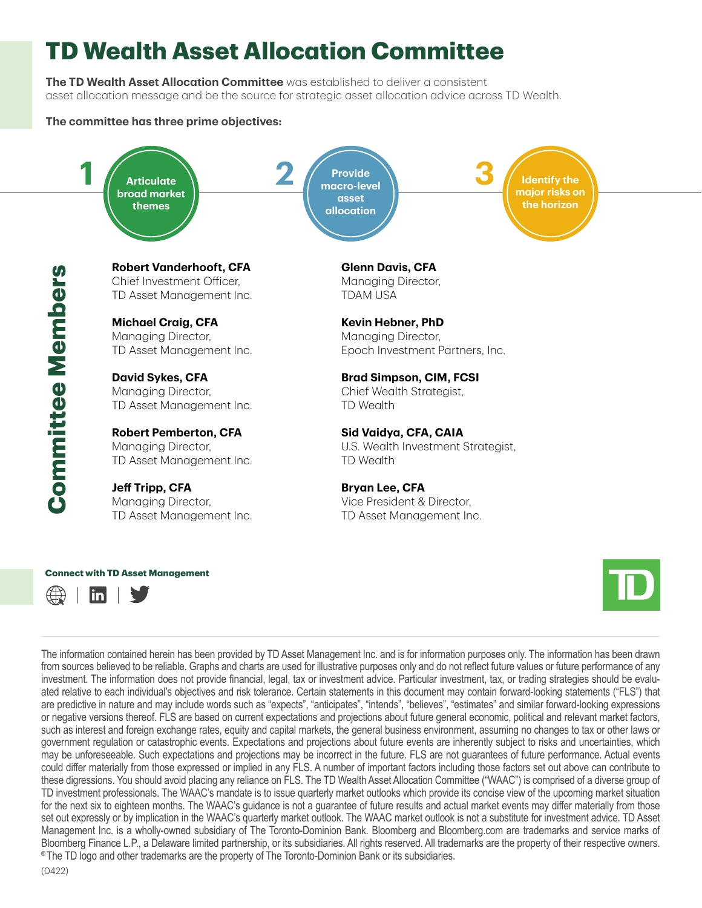# TD Wealth Asset Allocation Committee

**The TD Wealth Asset Allocation Committee** was established to deliver a consistent asset allocation message and be the source for strategic asset allocation advice across TD Wealth.

**The committee has three prime objectives:**

1. Articulate broad market themes
2. Provide macro-level asset allocation
3. Identify the major risks on the horizon

## Committee Members

**Robert Vanderhooft, CFA**
Chief Investment Officer,
TD Asset Management Inc.

**Michael Craig, CFA**
Managing Director,
TD Asset Management Inc.

**David Sykes, CFA**
Managing Director,
TD Asset Management Inc.

**Robert Pemberton, CFA**
Managing Director,
TD Asset Management Inc.

**Jeff Tripp, CFA**
Managing Director,
TD Asset Management Inc.

**Glenn Davis, CFA**
Managing Director,
TDAM USA

**Kevin Hebner, PhD**
Managing Director,
Epoch Investment Partners, Inc.

**Brad Simpson, CIM, FCSI**
Chief Wealth Strategist,
TD Wealth

**Sid Vaidya, CFA, CAIA**
U.S. Wealth Investment Strategist,
TD Wealth

**Bryan Lee, CFA**
Vice President & Director,
TD Asset Management Inc.

**Connect with TD Asset Management**

The information contained herein has been provided by TD Asset Management Inc. and is for information purposes only. The information has been drawn from sources believed to be reliable. Graphs and charts are used for illustrative purposes only and do not reflect future values or future performance of any investment. The information does not provide financial, legal, tax or investment advice. Particular investment, tax, or trading strategies should be evaluated relative to each individual's objectives and risk tolerance. Certain statements in this document may contain forward-looking statements ("FLS") that are predictive in nature and may include words such as "expects", "anticipates", "intends", "believes", "estimates" and similar forward-looking expressions or negative versions thereof. FLS are based on current expectations and projections about future general economic, political and relevant market factors, such as interest and foreign exchange rates, equity and capital markets, the general business environment, assuming no changes to tax or other laws or government regulation or catastrophic events. Expectations and projections about future events are inherently subject to risks and uncertainties, which may be unforeseeable. Such expectations and projections may be incorrect in the future. FLS are not guarantees of future performance. Actual events could differ materially from those expressed or implied in any FLS. A number of important factors including those factors set out above can contribute to these digressions. You should avoid placing any reliance on FLS. The TD Wealth Asset Allocation Committee ("WAAC") is comprised of a diverse group of TD investment professionals. The WAAC's mandate is to issue quarterly market outlooks which provide its concise view of the upcoming market situation for the next six to eighteen months. The WAAC's guidance is not a guarantee of future results and actual market events may differ materially from those set out expressly or by implication in the WAAC's quarterly market outlook. The WAAC market outlook is not a substitute for investment advice. TD Asset Management Inc. is a wholly-owned subsidiary of The Toronto-Dominion Bank. Bloomberg and Bloomberg.com are trademarks and service marks of Bloomberg Finance L.P., a Delaware limited partnership, or its subsidiaries. All rights reserved. All trademarks are the property of their respective owners. ®The TD logo and other trademarks are the property of The Toronto-Dominion Bank or its subsidiaries.

(0422)